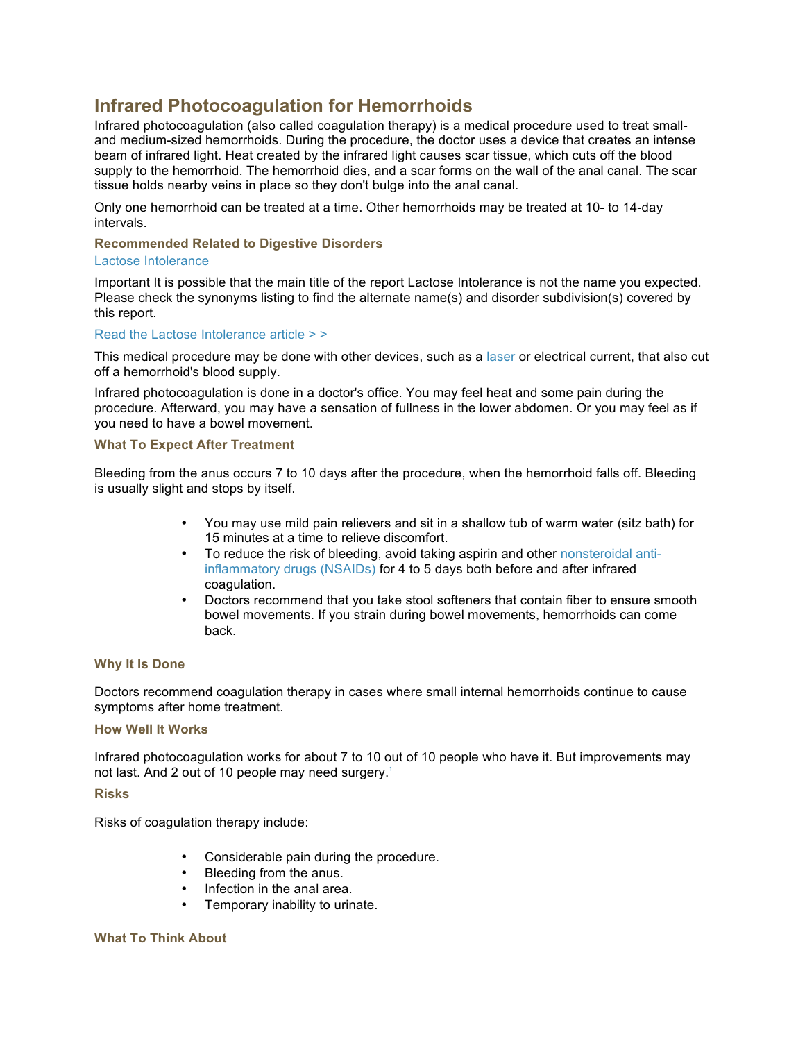# Infrared Photocoagulation for Hemorrhoids

Infrared photocoagulation (also called coagulation therapy) is a medical procedure used to treat small- and medium-sized hemorrhoids. During the procedure, the doctor uses a device that creates an intense beam of infrared light. Heat created by the infrared light causes scar tissue, which cuts off the blood supply to the hemorrhoid. The hemorrhoid dies, and a scar forms on the wall of the anal canal. The scar tissue holds nearby veins in place so they don't bulge into the anal canal.

Only one hemorrhoid can be treated at a time. Other hemorrhoids may be treated at 10- to 14-day intervals.

### Recommended Related to Digestive Disorders

Lactose Intolerance

Important It is possible that the main title of the report Lactose Intolerance is not the name you expected. Please check the synonyms listing to find the alternate name(s) and disorder subdivision(s) covered by this report.

Read the Lactose Intolerance article > >

This medical procedure may be done with other devices, such as a laser or electrical current, that also cut off a hemorrhoid's blood supply.

Infrared photocoagulation is done in a doctor's office. You may feel heat and some pain during the procedure. Afterward, you may have a sensation of fullness in the lower abdomen. Or you may feel as if you need to have a bowel movement.

### What To Expect After Treatment

Bleeding from the anus occurs 7 to 10 days after the procedure, when the hemorrhoid falls off. Bleeding is usually slight and stops by itself.

- You may use mild pain relievers and sit in a shallow tub of warm water (sitz bath) for 15 minutes at a time to relieve discomfort.
- To reduce the risk of bleeding, avoid taking aspirin and other nonsteroidal anti-inflammatory drugs (NSAIDs) for 4 to 5 days both before and after infrared coagulation.
- Doctors recommend that you take stool softeners that contain fiber to ensure smooth bowel movements. If you strain during bowel movements, hemorrhoids can come back.

### Why It Is Done

Doctors recommend coagulation therapy in cases where small internal hemorrhoids continue to cause symptoms after home treatment.

### How Well It Works

Infrared photocoagulation works for about 7 to 10 out of 10 people who have it. But improvements may not last. And 2 out of 10 people may need surgery.[1]

### Risks

Risks of coagulation therapy include:

- Considerable pain during the procedure.
- Bleeding from the anus.
- Infection in the anal area.
- Temporary inability to urinate.

### What To Think About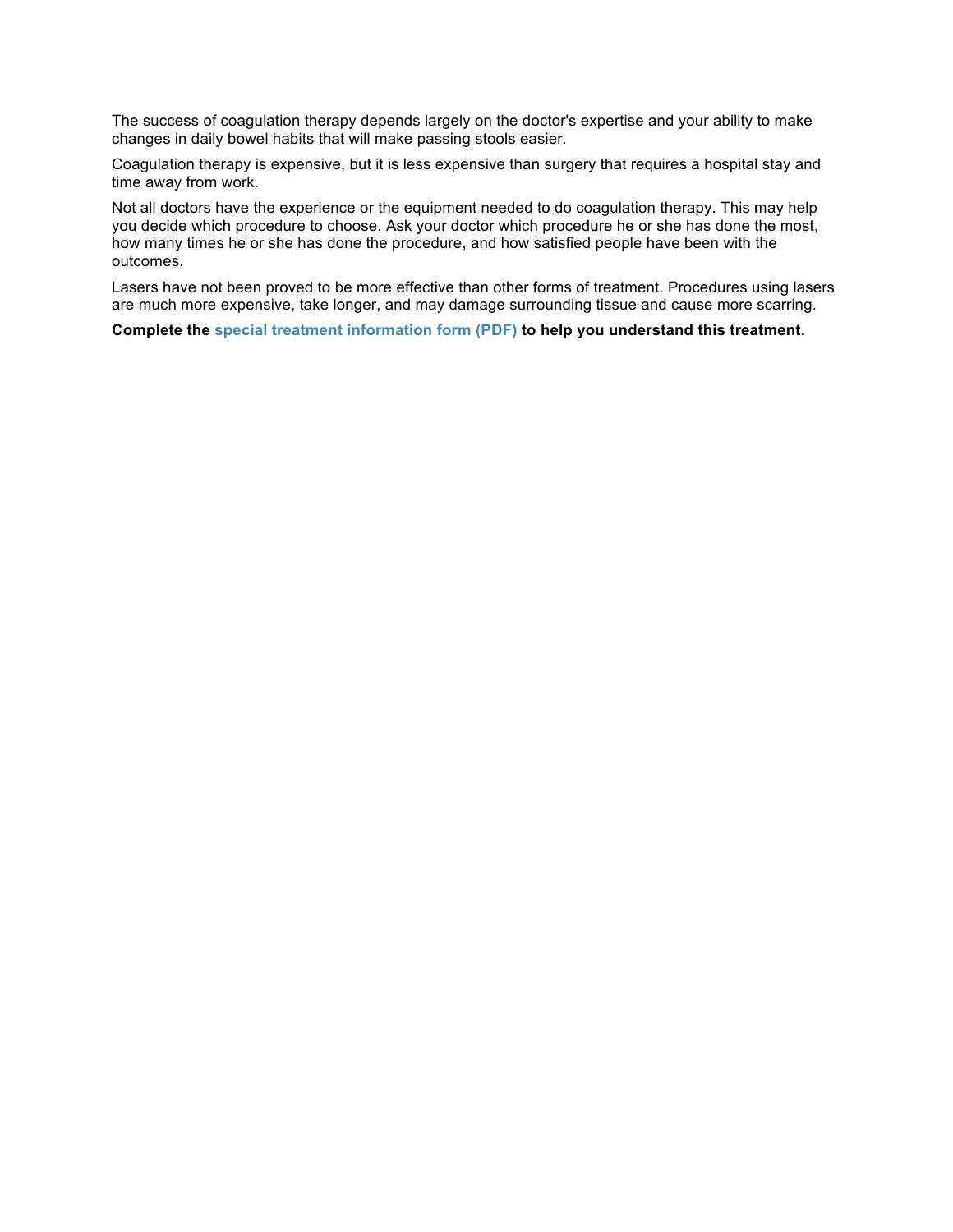The success of coagulation therapy depends largely on the doctor's expertise and your ability to make changes in daily bowel habits that will make passing stools easier.

Coagulation therapy is expensive, but it is less expensive than surgery that requires a hospital stay and time away from work.

Not all doctors have the experience or the equipment needed to do coagulation therapy. This may help you decide which procedure to choose. Ask your doctor which procedure he or she has done the most, how many times he or she has done the procedure, and how satisfied people have been with the outcomes.

Lasers have not been proved to be more effective than other forms of treatment. Procedures using lasers are much more expensive, take longer, and may damage surrounding tissue and cause more scarring.

**Complete the special treatment information form (PDF) to help you understand this treatment.**